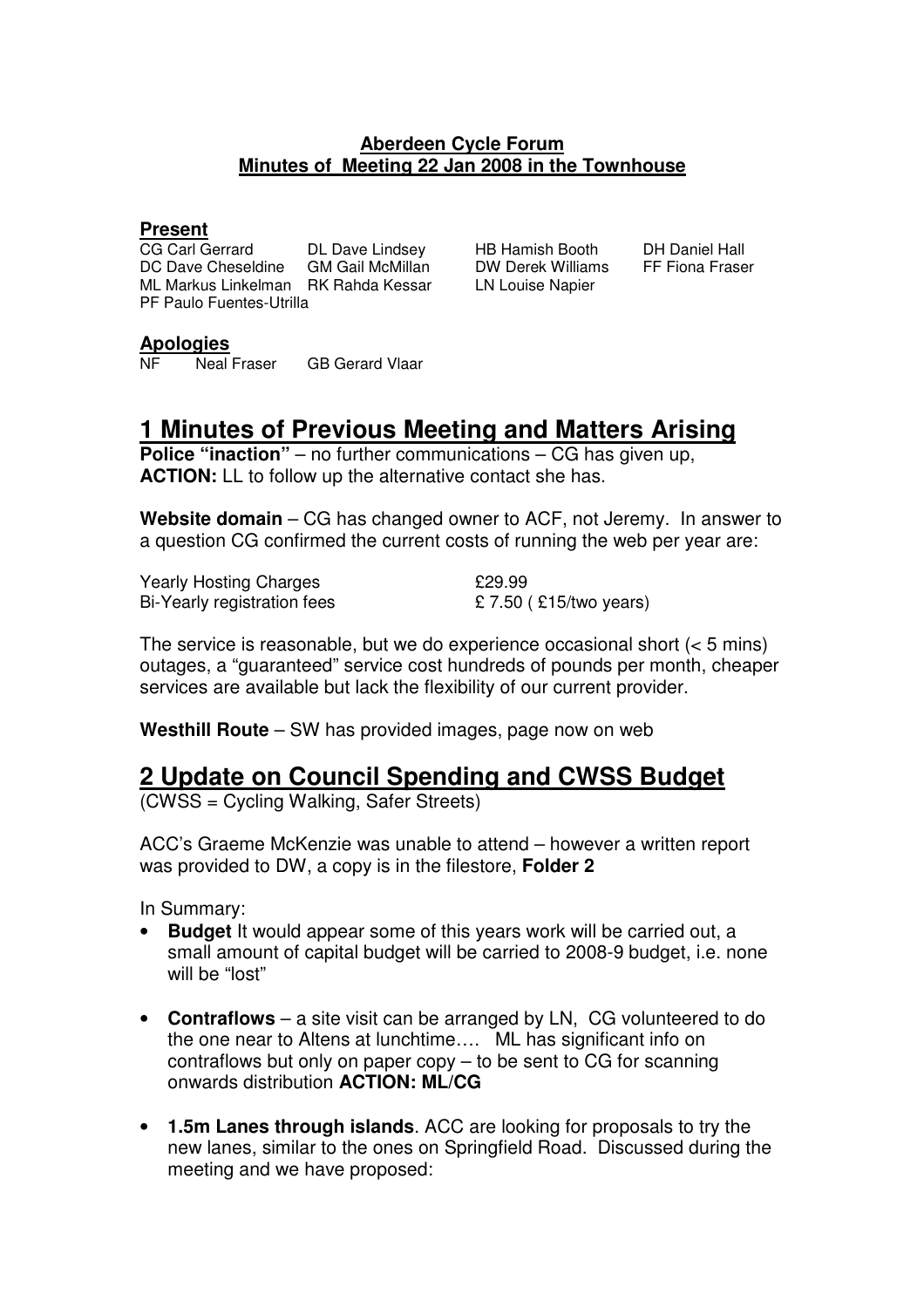**Aberdeen Cycle Forum**
**Minutes of Meeting 22 Jan 2008 in the Townhouse**

**Present**

| | | | |
|---|---|---|---|
| CG Carl Gerrard | DL Dave Lindsey | HB Hamish Booth | DH Daniel Hall |
| DC Dave Cheseldine | GM Gail McMillan | DW Derek Williams | FF Fiona Fraser |
| ML Markus Linkelman | RK Rahda Kessar | LN Louise Napier | |
| PF Paulo Fuentes-Utrilla | | | |

**Apologies**

NF Neal Fraser GB Gerard Vlaar

# 1 Minutes of Previous Meeting and Matters Arising

**Police "inaction"** – no further communications – CG has given up, **ACTION:** LL to follow up the alternative contact she has.

**Website domain** – CG has changed owner to ACF, not Jeremy. In answer to a question CG confirmed the current costs of running the web per year are:

| | |
|---|---|
| Yearly Hosting Charges | £29.99 |
| Bi-Yearly registration fees | £ 7.50 ( £15/two years) |

The service is reasonable, but we do experience occasional short (< 5 mins) outages, a "guaranteed" service cost hundreds of pounds per month, cheaper services are available but lack the flexibility of our current provider.

**Westhill Route** – SW has provided images, page now on web

# 2 Update on Council Spending and CWSS Budget

(CWSS = Cycling Walking, Safer Streets)

ACC's Graeme McKenzie was unable to attend – however a written report was provided to DW, a copy is in the filestore, **Folder 2**

In Summary:

- **Budget** It would appear some of this years work will be carried out, a small amount of capital budget will be carried to 2008-9 budget, i.e. none will be "lost"

- **Contraflows** – a site visit can be arranged by LN, CG volunteered to do the one near to Altens at lunchtime…. ML has significant info on contraflows but only on paper copy – to be sent to CG for scanning onwards distribution **ACTION: ML/CG**

- **1.5m Lanes through islands**. ACC are looking for proposals to try the new lanes, similar to the ones on Springfield Road. Discussed during the meeting and we have proposed: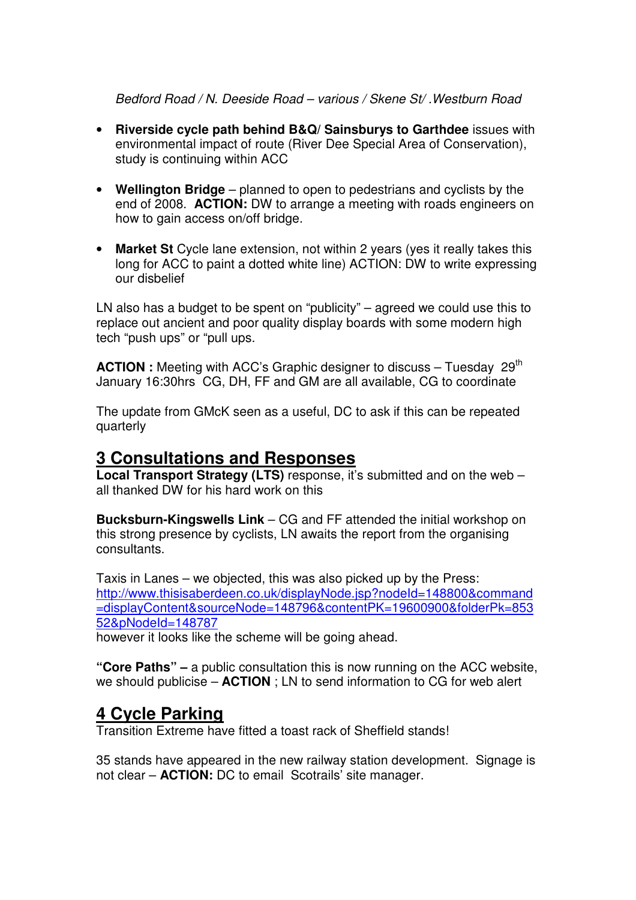*Bedford Road / N. Deeside Road – various / Skene St/ .Westburn Road*

- **Riverside cycle path behind B&Q/ Sainsburys to Garthdee** issues with environmental impact of route (River Dee Special Area of Conservation), study is continuing within ACC

- **Wellington Bridge** – planned to open to pedestrians and cyclists by the end of 2008. **ACTION:** DW to arrange a meeting with roads engineers on how to gain access on/off bridge.

- **Market St** Cycle lane extension, not within 2 years (yes it really takes this long for ACC to paint a dotted white line) ACTION: DW to write expressing our disbelief

LN also has a budget to be spent on "publicity" – agreed we could use this to replace out ancient and poor quality display boards with some modern high tech "push ups" or "pull ups.

**ACTION :** Meeting with ACC's Graphic designer to discuss – Tuesday 29th January 16:30hrs CG, DH, FF and GM are all available, CG to coordinate

The update from GMcK seen as a useful, DC to ask if this can be repeated quarterly

## 3 Consultations and Responses

**Local Transport Strategy (LTS)** response, it's submitted and on the web – all thanked DW for his hard work on this

**Bucksburn-Kingswells Link** – CG and FF attended the initial workshop on this strong presence by cyclists, LN awaits the report from the organising consultants.

Taxis in Lanes – we objected, this was also picked up by the Press: http://www.thisisaberdeen.co.uk/displayNode.jsp?nodeId=148800&command=displayContent&sourceNode=148796&contentPK=19600900&folderPk=85352&pNodeId=148787
however it looks like the scheme will be going ahead.

**"Core Paths" –** a public consultation this is now running on the ACC website, we should publicise – **ACTION** ; LN to send information to CG for web alert

## 4 Cycle Parking

Transition Extreme have fitted a toast rack of Sheffield stands!

35 stands have appeared in the new railway station development. Signage is not clear – **ACTION:** DC to email Scotrails' site manager.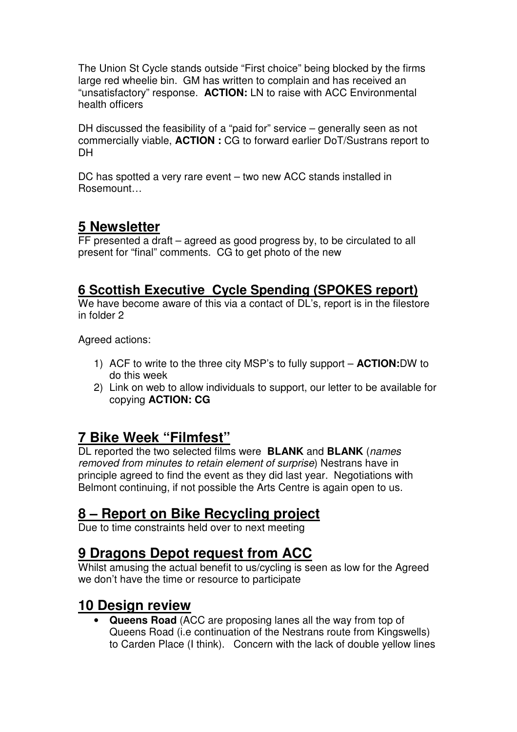The Union St Cycle stands outside "First choice" being blocked by the firms large red wheelie bin. GM has written to complain and has received an "unsatisfactory" response. **ACTION:** LN to raise with ACC Environmental health officers

DH discussed the feasibility of a "paid for" service – generally seen as not commercially viable, **ACTION :** CG to forward earlier DoT/Sustrans report to DH

DC has spotted a very rare event – two new ACC stands installed in Rosemount…

## 5 Newsletter

FF presented a draft – agreed as good progress by, to be circulated to all present for "final" comments. CG to get photo of the new

## 6 Scottish Executive Cycle Spending (SPOKES report)

We have become aware of this via a contact of DL's, report is in the filestore in folder 2

Agreed actions:

1) ACF to write to the three city MSP's to fully support – **ACTION:**DW to do this week
2) Link on web to allow individuals to support, our letter to be available for copying **ACTION: CG**

## 7 Bike Week "Filmfest"

DL reported the two selected films were **BLANK** and **BLANK** (*names removed from minutes to retain element of surprise*) Nestrans have in principle agreed to find the event as they did last year. Negotiations with Belmont continuing, if not possible the Arts Centre is again open to us.

## 8 – Report on Bike Recycling project

Due to time constraints held over to next meeting

## 9 Dragons Depot request from ACC

Whilst amusing the actual benefit to us/cycling is seen as low for the Agreed we don't have the time or resource to participate

## 10 Design review

- **Queens Road** (ACC are proposing lanes all the way from top of Queens Road (i.e continuation of the Nestrans route from Kingswells) to Carden Place (I think). Concern with the lack of double yellow lines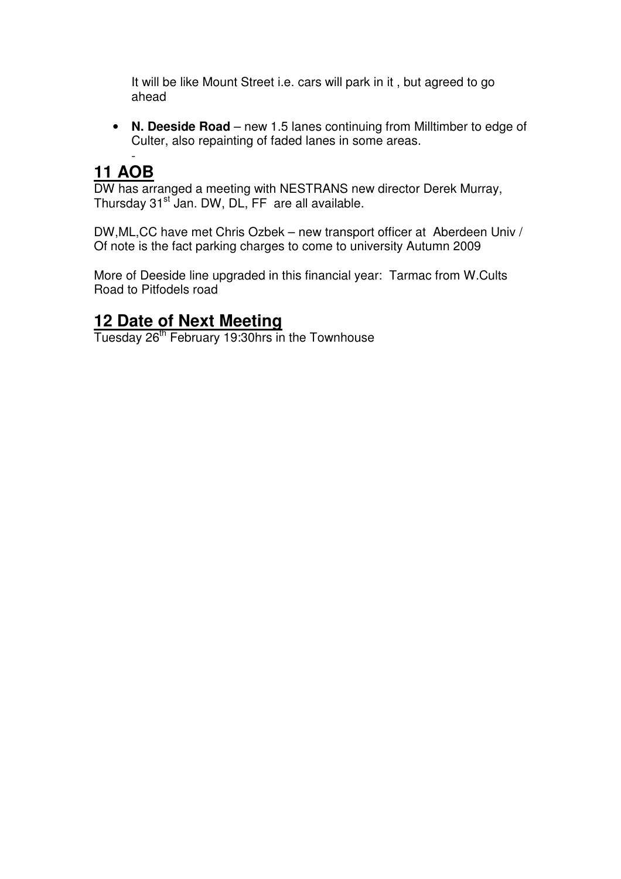It will be like Mount Street i.e. cars will park in it , but agreed to go ahead

- **N. Deeside Road** – new 1.5 lanes continuing from Milltimber to edge of Culter, also repainting of faded lanes in some areas.

-

## 11 AOB

DW has arranged a meeting with NESTRANS new director Derek Murray, Thursday 31st Jan. DW, DL, FF are all available.

DW,ML,CC have met Chris Ozbek – new transport officer at Aberdeen Univ / Of note is the fact parking charges to come to university Autumn 2009

More of Deeside line upgraded in this financial year: Tarmac from W.Cults Road to Pitfodels road

## 12 Date of Next Meeting

Tuesday 26th February 19:30hrs in the Townhouse